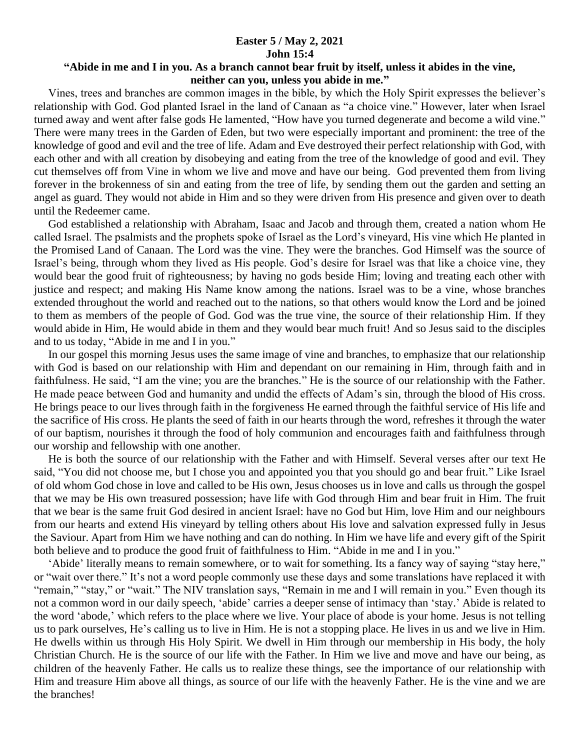**Easter 5 / May 2, 2021**
**John 15:4**
**"Abide in me and I in you. As a branch cannot bear fruit by itself, unless it abides in the vine, neither can you, unless you abide in me."**

Vines, trees and branches are common images in the bible, by which the Holy Spirit expresses the believer's relationship with God. God planted Israel in the land of Canaan as "a choice vine." However, later when Israel turned away and went after false gods He lamented, "How have you turned degenerate and become a wild vine." There were many trees in the Garden of Eden, but two were especially important and prominent: the tree of the knowledge of good and evil and the tree of life. Adam and Eve destroyed their perfect relationship with God, with each other and with all creation by disobeying and eating from the tree of the knowledge of good and evil. They cut themselves off from Vine in whom we live and move and have our being. God prevented them from living forever in the brokenness of sin and eating from the tree of life, by sending them out the garden and setting an angel as guard. They would not abide in Him and so they were driven from His presence and given over to death until the Redeemer came.

God established a relationship with Abraham, Isaac and Jacob and through them, created a nation whom He called Israel. The psalmists and the prophets spoke of Israel as the Lord's vineyard, His vine which He planted in the Promised Land of Canaan. The Lord was the vine. They were the branches. God Himself was the source of Israel's being, through whom they lived as His people. God's desire for Israel was that like a choice vine, they would bear the good fruit of righteousness; by having no gods beside Him; loving and treating each other with justice and respect; and making His Name know among the nations. Israel was to be a vine, whose branches extended throughout the world and reached out to the nations, so that others would know the Lord and be joined to them as members of the people of God. God was the true vine, the source of their relationship Him. If they would abide in Him, He would abide in them and they would bear much fruit! And so Jesus said to the disciples and to us today, "Abide in me and I in you."

In our gospel this morning Jesus uses the same image of vine and branches, to emphasize that our relationship with God is based on our relationship with Him and dependant on our remaining in Him, through faith and in faithfulness. He said, "I am the vine; you are the branches." He is the source of our relationship with the Father. He made peace between God and humanity and undid the effects of Adam's sin, through the blood of His cross. He brings peace to our lives through faith in the forgiveness He earned through the faithful service of His life and the sacrifice of His cross. He plants the seed of faith in our hearts through the word, refreshes it through the water of our baptism, nourishes it through the food of holy communion and encourages faith and faithfulness through our worship and fellowship with one another.

He is both the source of our relationship with the Father and with Himself. Several verses after our text He said, "You did not choose me, but I chose you and appointed you that you should go and bear fruit." Like Israel of old whom God chose in love and called to be His own, Jesus chooses us in love and calls us through the gospel that we may be His own treasured possession; have life with God through Him and bear fruit in Him. The fruit that we bear is the same fruit God desired in ancient Israel: have no God but Him, love Him and our neighbours from our hearts and extend His vineyard by telling others about His love and salvation expressed fully in Jesus the Saviour. Apart from Him we have nothing and can do nothing. In Him we have life and every gift of the Spirit both believe and to produce the good fruit of faithfulness to Him. "Abide in me and I in you."

'Abide' literally means to remain somewhere, or to wait for something. Its a fancy way of saying "stay here," or "wait over there." It's not a word people commonly use these days and some translations have replaced it with "remain," "stay," or "wait." The NIV translation says, "Remain in me and I will remain in you." Even though its not a common word in our daily speech, 'abide' carries a deeper sense of intimacy than 'stay.' Abide is related to the word 'abode,' which refers to the place where we live. Your place of abode is your home. Jesus is not telling us to park ourselves, He's calling us to live in Him. He is not a stopping place. He lives in us and we live in Him. He dwells within us through His Holy Spirit. We dwell in Him through our membership in His body, the holy Christian Church. He is the source of our life with the Father. In Him we live and move and have our being, as children of the heavenly Father. He calls us to realize these things, see the importance of our relationship with Him and treasure Him above all things, as source of our life with the heavenly Father. He is the vine and we are the branches!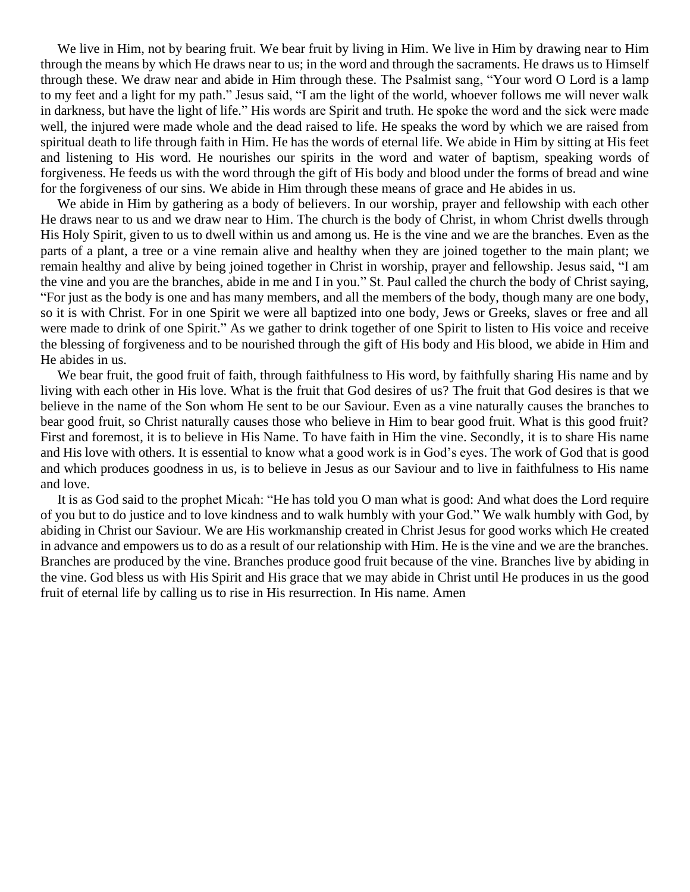We live in Him, not by bearing fruit. We bear fruit by living in Him. We live in Him by drawing near to Him through the means by which He draws near to us; in the word and through the sacraments. He draws us to Himself through these. We draw near and abide in Him through these. The Psalmist sang, "Your word O Lord is a lamp to my feet and a light for my path." Jesus said, "I am the light of the world, whoever follows me will never walk in darkness, but have the light of life." His words are Spirit and truth. He spoke the word and the sick were made well, the injured were made whole and the dead raised to life. He speaks the word by which we are raised from spiritual death to life through faith in Him. He has the words of eternal life. We abide in Him by sitting at His feet and listening to His word. He nourishes our spirits in the word and water of baptism, speaking words of forgiveness. He feeds us with the word through the gift of His body and blood under the forms of bread and wine for the forgiveness of our sins. We abide in Him through these means of grace and He abides in us.

We abide in Him by gathering as a body of believers. In our worship, prayer and fellowship with each other He draws near to us and we draw near to Him. The church is the body of Christ, in whom Christ dwells through His Holy Spirit, given to us to dwell within us and among us. He is the vine and we are the branches. Even as the parts of a plant, a tree or a vine remain alive and healthy when they are joined together to the main plant; we remain healthy and alive by being joined together in Christ in worship, prayer and fellowship. Jesus said, "I am the vine and you are the branches, abide in me and I in you." St. Paul called the church the body of Christ saying, "For just as the body is one and has many members, and all the members of the body, though many are one body, so it is with Christ. For in one Spirit we were all baptized into one body, Jews or Greeks, slaves or free and all were made to drink of one Spirit." As we gather to drink together of one Spirit to listen to His voice and receive the blessing of forgiveness and to be nourished through the gift of His body and His blood, we abide in Him and He abides in us.

We bear fruit, the good fruit of faith, through faithfulness to His word, by faithfully sharing His name and by living with each other in His love. What is the fruit that God desires of us? The fruit that God desires is that we believe in the name of the Son whom He sent to be our Saviour. Even as a vine naturally causes the branches to bear good fruit, so Christ naturally causes those who believe in Him to bear good fruit. What is this good fruit? First and foremost, it is to believe in His Name. To have faith in Him the vine. Secondly, it is to share His name and His love with others. It is essential to know what a good work is in God's eyes. The work of God that is good and which produces goodness in us, is to believe in Jesus as our Saviour and to live in faithfulness to His name and love.

It is as God said to the prophet Micah: "He has told you O man what is good: And what does the Lord require of you but to do justice and to love kindness and to walk humbly with your God." We walk humbly with God, by abiding in Christ our Saviour. We are His workmanship created in Christ Jesus for good works which He created in advance and empowers us to do as a result of our relationship with Him. He is the vine and we are the branches. Branches are produced by the vine. Branches produce good fruit because of the vine. Branches live by abiding in the vine. God bless us with His Spirit and His grace that we may abide in Christ until He produces in us the good fruit of eternal life by calling us to rise in His resurrection. In His name. Amen